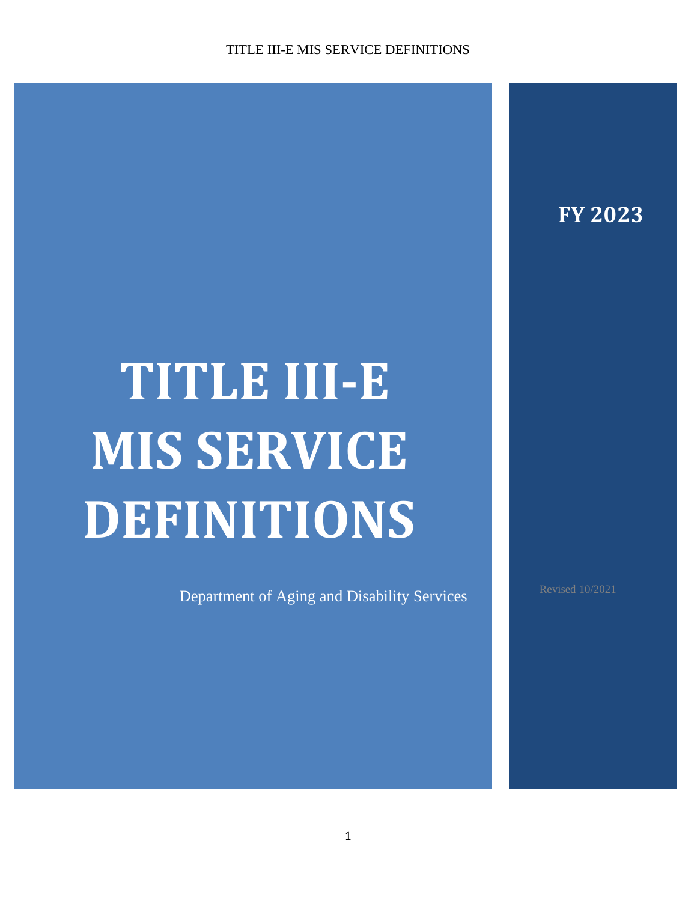# TITLE III-E MIS SERVICE DEFINITIONS

**FY 2023**

Department of Aging and Disability Services

Revised 10/2021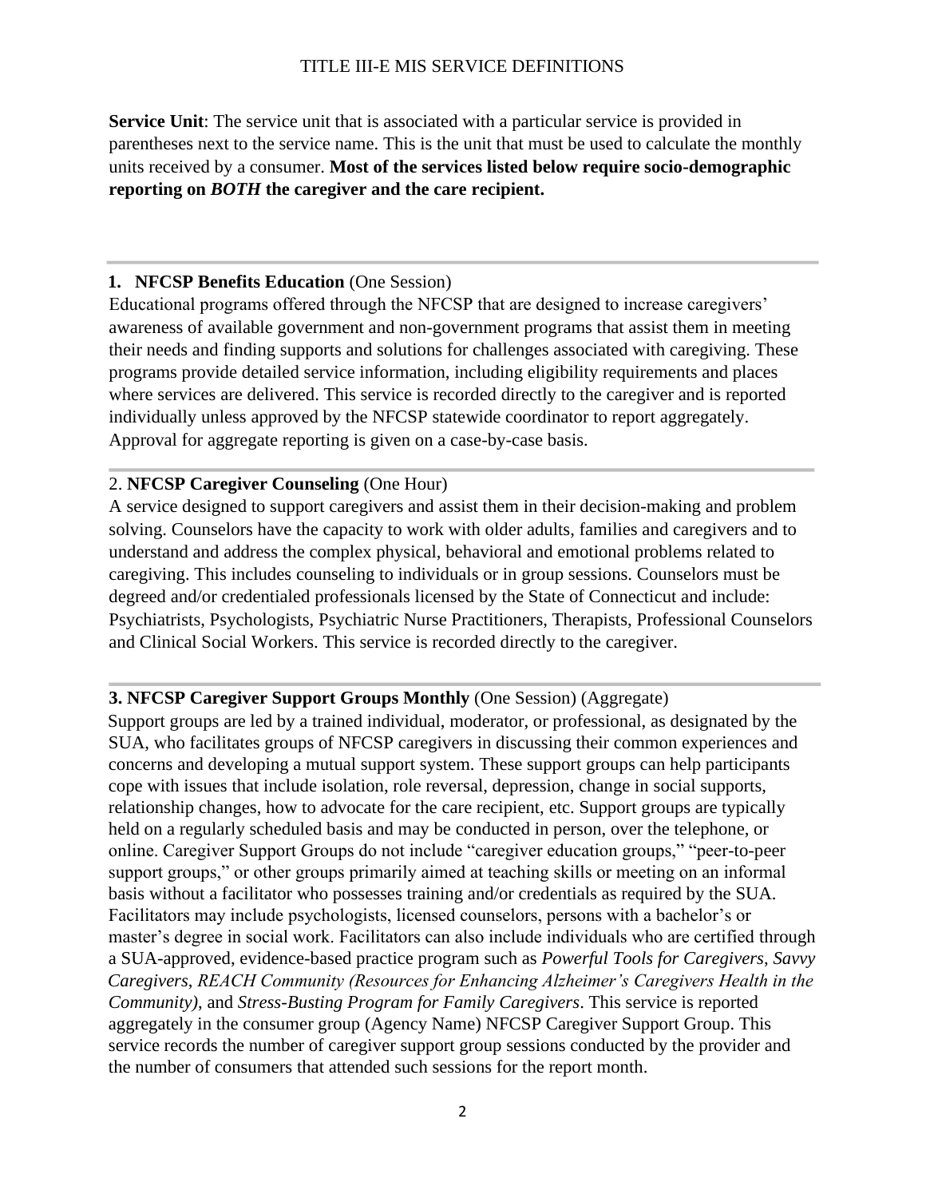TITLE III-E MIS SERVICE DEFINITIONS

**Service Unit**: The service unit that is associated with a particular service is provided in parentheses next to the service name. This is the unit that must be used to calculate the monthly units received by a consumer. **Most of the services listed below require socio-demographic reporting on *BOTH* the caregiver and the care recipient.**

---

**1. NFCSP Benefits Education** (One Session)
Educational programs offered through the NFCSP that are designed to increase caregivers' awareness of available government and non-government programs that assist them in meeting their needs and finding supports and solutions for challenges associated with caregiving. These programs provide detailed service information, including eligibility requirements and places where services are delivered. This service is recorded directly to the caregiver and is reported individually unless approved by the NFCSP statewide coordinator to report aggregately. Approval for aggregate reporting is given on a case-by-case basis.

---

2. **NFCSP Caregiver Counseling** (One Hour)
A service designed to support caregivers and assist them in their decision-making and problem solving. Counselors have the capacity to work with older adults, families and caregivers and to understand and address the complex physical, behavioral and emotional problems related to caregiving. This includes counseling to individuals or in group sessions. Counselors must be degreed and/or credentialed professionals licensed by the State of Connecticut and include: Psychiatrists, Psychologists, Psychiatric Nurse Practitioners, Therapists, Professional Counselors and Clinical Social Workers. This service is recorded directly to the caregiver.

---

**3. NFCSP Caregiver Support Groups Monthly** (One Session) (Aggregate)
Support groups are led by a trained individual, moderator, or professional, as designated by the SUA, who facilitates groups of NFCSP caregivers in discussing their common experiences and concerns and developing a mutual support system. These support groups can help participants cope with issues that include isolation, role reversal, depression, change in social supports, relationship changes, how to advocate for the care recipient, etc. Support groups are typically held on a regularly scheduled basis and may be conducted in person, over the telephone, or online. Caregiver Support Groups do not include "caregiver education groups," "peer-to-peer support groups," or other groups primarily aimed at teaching skills or meeting on an informal basis without a facilitator who possesses training and/or credentials as required by the SUA. Facilitators may include psychologists, licensed counselors, persons with a bachelor's or master's degree in social work. Facilitators can also include individuals who are certified through a SUA-approved, evidence-based practice program such as *Powerful Tools for Caregivers*, *Savvy Caregivers*, *REACH Community (Resources for Enhancing Alzheimer's Caregivers Health in the Community)*, and *Stress-Busting Program for Family Caregivers*. This service is reported aggregately in the consumer group (Agency Name) NFCSP Caregiver Support Group. This service records the number of caregiver support group sessions conducted by the provider and the number of consumers that attended such sessions for the report month.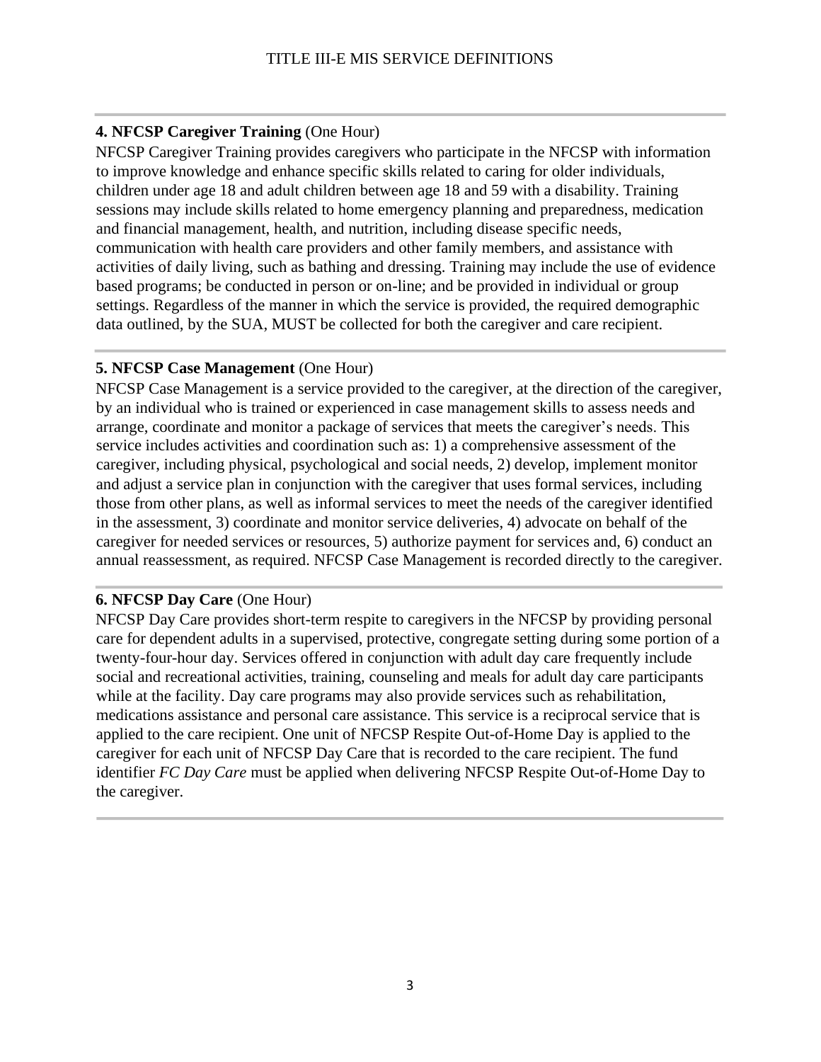**4. NFCSP Caregiver Training** (One Hour)

NFCSP Caregiver Training provides caregivers who participate in the NFCSP with information to improve knowledge and enhance specific skills related to caring for older individuals, children under age 18 and adult children between age 18 and 59 with a disability. Training sessions may include skills related to home emergency planning and preparedness, medication and financial management, health, and nutrition, including disease specific needs, communication with health care providers and other family members, and assistance with activities of daily living, such as bathing and dressing. Training may include the use of evidence based programs; be conducted in person or on-line; and be provided in individual or group settings. Regardless of the manner in which the service is provided, the required demographic data outlined, by the SUA, MUST be collected for both the caregiver and care recipient.

---

**5. NFCSP Case Management** (One Hour)

NFCSP Case Management is a service provided to the caregiver, at the direction of the caregiver, by an individual who is trained or experienced in case management skills to assess needs and arrange, coordinate and monitor a package of services that meets the caregiver's needs. This service includes activities and coordination such as: 1) a comprehensive assessment of the caregiver, including physical, psychological and social needs, 2) develop, implement monitor and adjust a service plan in conjunction with the caregiver that uses formal services, including those from other plans, as well as informal services to meet the needs of the caregiver identified in the assessment, 3) coordinate and monitor service deliveries, 4) advocate on behalf of the caregiver for needed services or resources, 5) authorize payment for services and, 6) conduct an annual reassessment, as required. NFCSP Case Management is recorded directly to the caregiver.

---

**6. NFCSP Day Care** (One Hour)

NFCSP Day Care provides short-term respite to caregivers in the NFCSP by providing personal care for dependent adults in a supervised, protective, congregate setting during some portion of a twenty-four-hour day. Services offered in conjunction with adult day care frequently include social and recreational activities, training, counseling and meals for adult day care participants while at the facility. Day care programs may also provide services such as rehabilitation, medications assistance and personal care assistance. This service is a reciprocal service that is applied to the care recipient. One unit of NFCSP Respite Out-of-Home Day is applied to the caregiver for each unit of NFCSP Day Care that is recorded to the care recipient. The fund identifier *FC Day Care* must be applied when delivering NFCSP Respite Out-of-Home Day to the caregiver.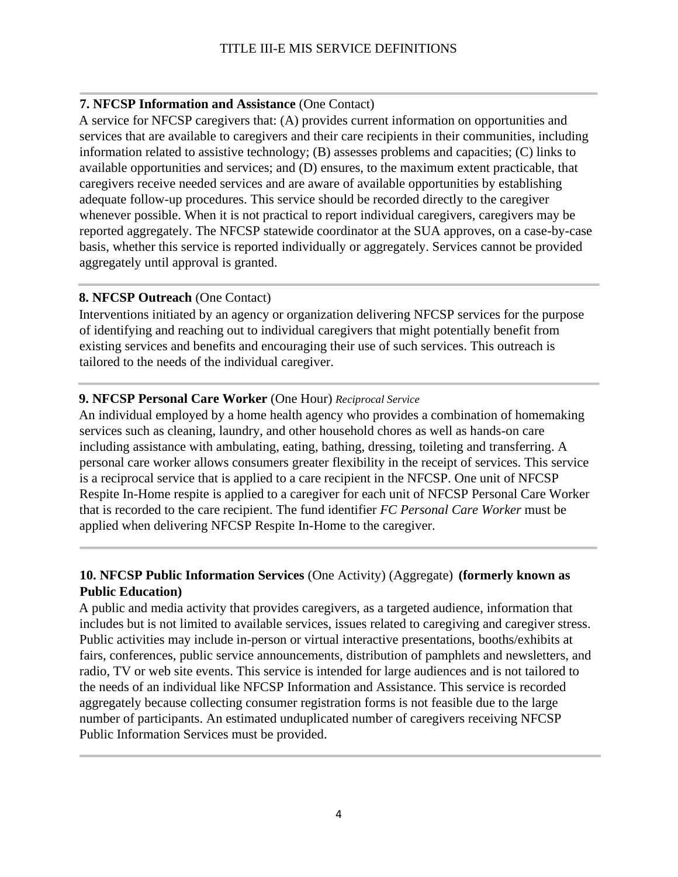**7. NFCSP Information and Assistance** (One Contact)

A service for NFCSP caregivers that: (A) provides current information on opportunities and services that are available to caregivers and their care recipients in their communities, including information related to assistive technology; (B) assesses problems and capacities; (C) links to available opportunities and services; and (D) ensures, to the maximum extent practicable, that caregivers receive needed services and are aware of available opportunities by establishing adequate follow-up procedures. This service should be recorded directly to the caregiver whenever possible. When it is not practical to report individual caregivers, caregivers may be reported aggregately. The NFCSP statewide coordinator at the SUA approves, on a case-by-case basis, whether this service is reported individually or aggregately. Services cannot be provided aggregately until approval is granted.

**8. NFCSP Outreach** (One Contact)

Interventions initiated by an agency or organization delivering NFCSP services for the purpose of identifying and reaching out to individual caregivers that might potentially benefit from existing services and benefits and encouraging their use of such services. This outreach is tailored to the needs of the individual caregiver.

**9. NFCSP Personal Care Worker** (One Hour) *Reciprocal Service*

An individual employed by a home health agency who provides a combination of homemaking services such as cleaning, laundry, and other household chores as well as hands-on care including assistance with ambulating, eating, bathing, dressing, toileting and transferring. A personal care worker allows consumers greater flexibility in the receipt of services. This service is a reciprocal service that is applied to a care recipient in the NFCSP. One unit of NFCSP Respite In-Home respite is applied to a caregiver for each unit of NFCSP Personal Care Worker that is recorded to the care recipient. The fund identifier *FC Personal Care Worker* must be applied when delivering NFCSP Respite In-Home to the caregiver.

**10. NFCSP Public Information Services** (One Activity) (Aggregate) **(formerly known as Public Education)**

A public and media activity that provides caregivers, as a targeted audience, information that includes but is not limited to available services, issues related to caregiving and caregiver stress. Public activities may include in-person or virtual interactive presentations, booths/exhibits at fairs, conferences, public service announcements, distribution of pamphlets and newsletters, and radio, TV or web site events. This service is intended for large audiences and is not tailored to the needs of an individual like NFCSP Information and Assistance. This service is recorded aggregately because collecting consumer registration forms is not feasible due to the large number of participants. An estimated unduplicated number of caregivers receiving NFCSP Public Information Services must be provided.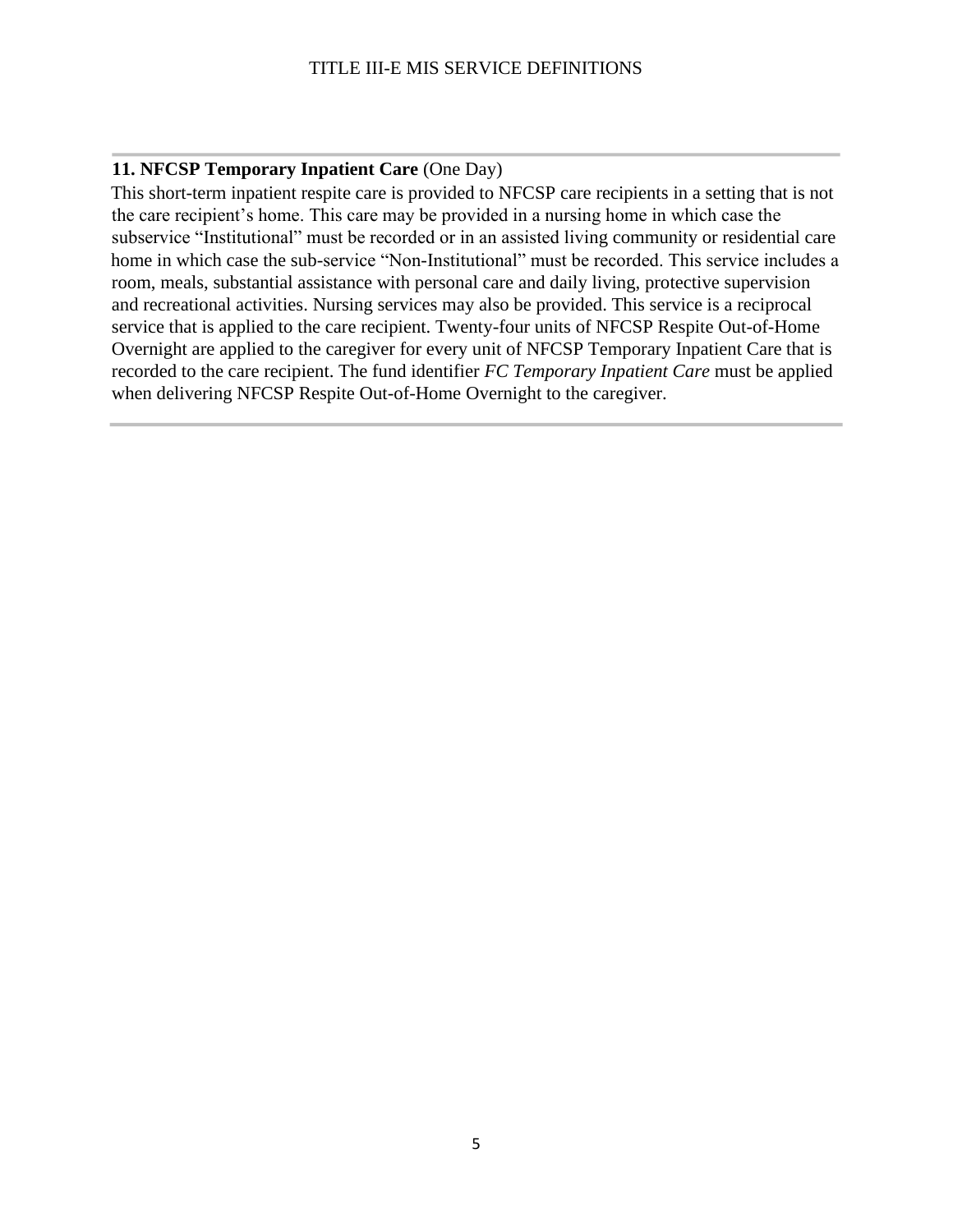**11. NFCSP Temporary Inpatient Care** (One Day)

This short-term inpatient respite care is provided to NFCSP care recipients in a setting that is not the care recipient's home. This care may be provided in a nursing home in which case the subservice "Institutional" must be recorded or in an assisted living community or residential care home in which case the sub-service "Non-Institutional" must be recorded. This service includes a room, meals, substantial assistance with personal care and daily living, protective supervision and recreational activities. Nursing services may also be provided. This service is a reciprocal service that is applied to the care recipient. Twenty-four units of NFCSP Respite Out-of-Home Overnight are applied to the caregiver for every unit of NFCSP Temporary Inpatient Care that is recorded to the care recipient. The fund identifier *FC Temporary Inpatient Care* must be applied when delivering NFCSP Respite Out-of-Home Overnight to the caregiver.